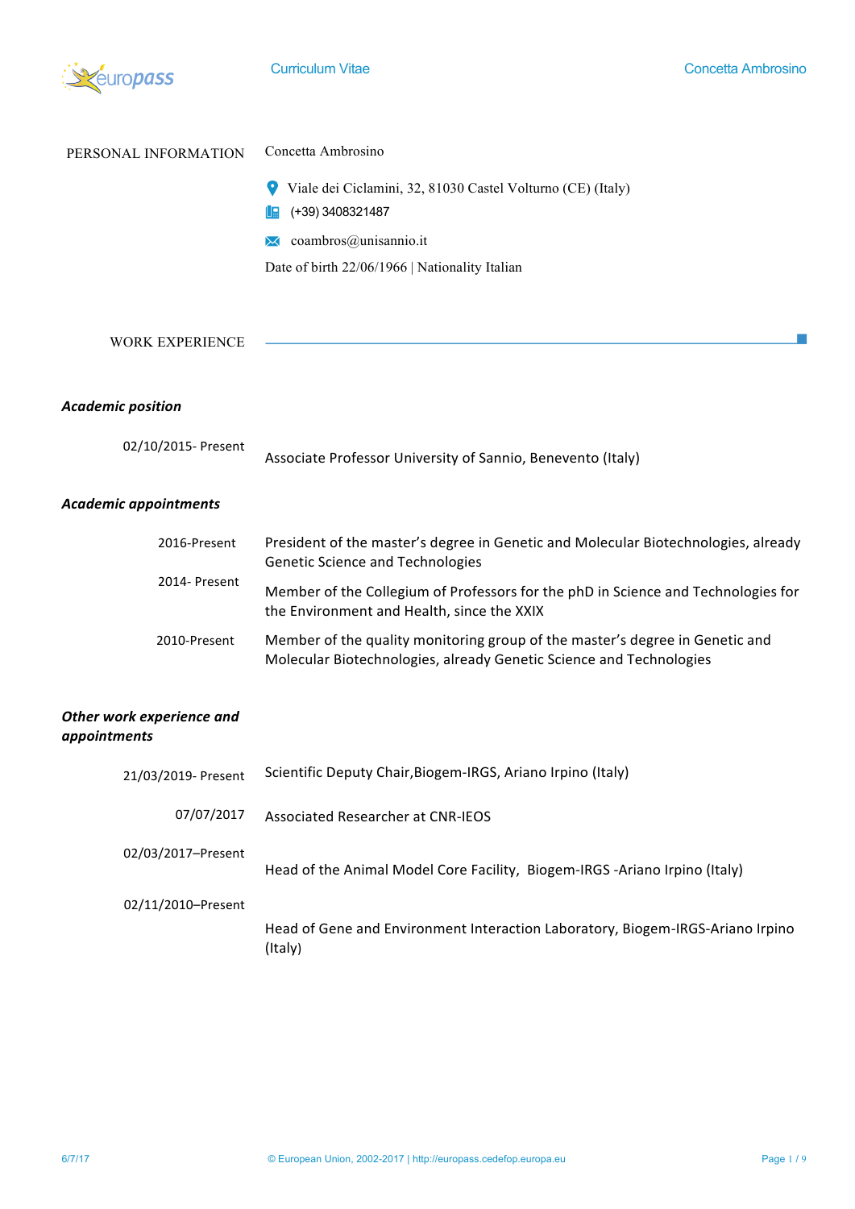# PERSONAL INFORMATION

Concetta Ambrosino

Viale dei Ciclamini, 32, 81030 Castel Volturno (CE) (Italy)

(+39) 3408321487

coambros@unisannio.it

Date of birth 22/06/1966 | Nationality Italian

# WORK EXPERIENCE

***Academic position***

02/10/2015- Present — Associate Professor University of Sannio, Benevento (Italy)

***Academic appointments***

2016-Present — President of the master's degree in Genetic and Molecular Biotechnologies, already Genetic Science and Technologies

2014- Present — Member of the Collegium of Professors for the phD in Science and Technologies for the Environment and Health, since the XXIX

2010-Present — Member of the quality monitoring group of the master's degree in Genetic and Molecular Biotechnologies, already Genetic Science and Technologies

***Other work experience and appointments***

21/03/2019- Present — Scientific Deputy Chair,Biogem-IRGS, Ariano Irpino (Italy)

07/07/2017 — Associated Researcher at CNR-IEOS

02/03/2017–Present — Head of the Animal Model Core Facility, Biogem-IRGS -Ariano Irpino (Italy)

02/11/2010–Present — Head of Gene and Environment Interaction Laboratory, Biogem-IRGS-Ariano Irpino (Italy)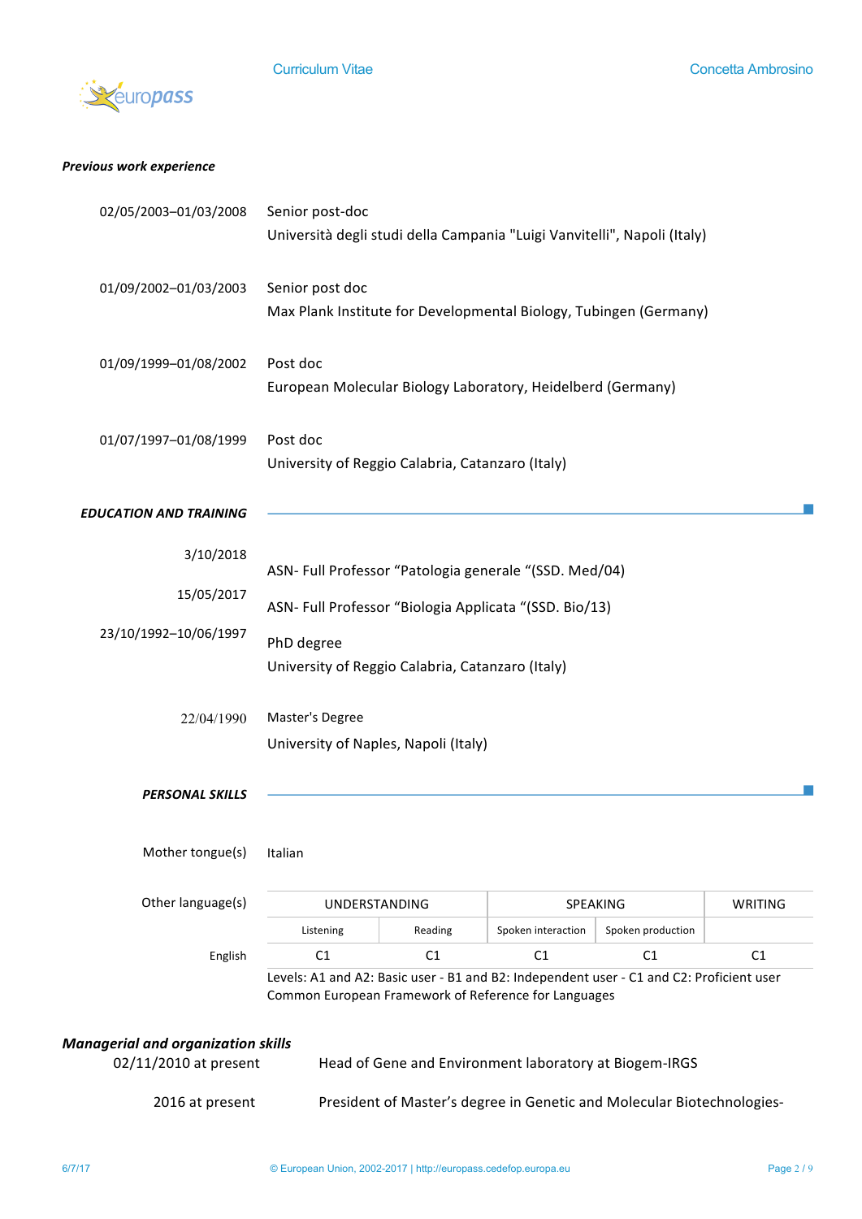### *Previous work experience*

02/05/2003–01/03/2008 Senior post-doc
Università degli studi della Campania "Luigi Vanvitelli", Napoli (Italy)

01/09/2002–01/03/2003 Senior post doc
Max Plank Institute for Developmental Biology, Tubingen (Germany)

01/09/1999–01/08/2002 Post doc
European Molecular Biology Laboratory, Heidelberd (Germany)

01/07/1997–01/08/1999 Post doc
University of Reggio Calabria, Catanzaro (Italy)

## *EDUCATION AND TRAINING*

3/10/2018 ASN- Full Professor "Patologia generale "(SSD. Med/04)

15/05/2017 ASN- Full Professor "Biologia Applicata "(SSD. Bio/13)

23/10/1992–10/06/1997 PhD degree
University of Reggio Calabria, Catanzaro (Italy)

22/04/1990 Master's Degree
University of Naples, Napoli (Italy)

## *PERSONAL SKILLS*

Mother tongue(s): Italian

Other language(s)

| | UNDERSTANDING | | SPEAKING | | WRITING |
|---|---|---|---|---|---|
| | Listening | Reading | Spoken interaction | Spoken production | |
| English | C1 | C1 | C1 | C1 | C1 |

Levels: A1 and A2: Basic user - B1 and B2: Independent user - C1 and C2: Proficient user
Common European Framework of Reference for Languages

### *Managerial and organization skills*

02/11/2010 at present Head of Gene and Environment laboratory at Biogem-IRGS

2016 at present President of Master's degree in Genetic and Molecular Biotechnologies-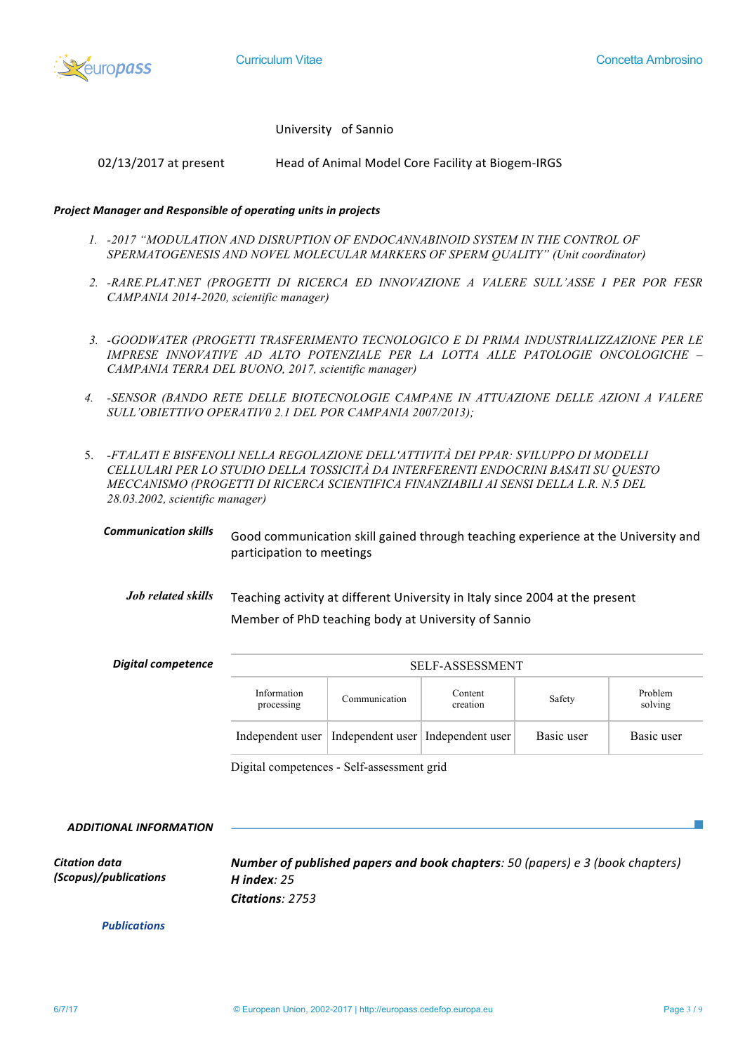University of Sannio

02/13/2017 at present — Head of Animal Model Core Facility at Biogem-IRGS

***Project Manager and Responsible of operating units in projects***

1. *-2017 "MODULATION AND DISRUPTION OF ENDOCANNABINOID SYSTEM IN THE CONTROL OF SPERMATOGENESIS AND NOVEL MOLECULAR MARKERS OF SPERM QUALITY" (Unit coordinator)*
2. *-RARE.PLAT.NET (PROGETTI DI RICERCA ED INNOVAZIONE A VALERE SULL'ASSE I PER POR FESR CAMPANIA 2014-2020, scientific manager)*
3. *-GOODWATER (PROGETTI TRASFERIMENTO TECNOLOGICO E DI PRIMA INDUSTRIALIZZAZIONE PER LE IMPRESE INNOVATIVE AD ALTO POTENZIALE PER LA LOTTA ALLE PATOLOGIE ONCOLOGICHE – CAMPANIA TERRA DEL BUONO, 2017, scientific manager)*
4. *-SENSOR (BANDO RETE DELLE BIOTECNOLOGIE CAMPANE IN ATTUAZIONE DELLE AZIONI A VALERE SULL'OBIETTIVO OPERATIV0 2.1 DEL POR CAMPANIA 2007/2013);*
5. *-FTALATI E BISFENOLI NELLA REGOLAZIONE DELL'ATTIVITÀ DEI PPAR: SVILUPPO DI MODELLI CELLULARI PER LO STUDIO DELLA TOSSICITÀ DA INTERFERENTI ENDOCRINI BASATI SU QUESTO MECCANISMO (PROGETTI DI RICERCA SCIENTIFICA FINANZIABILI AI SENSI DELLA L.R. N.5 DEL 28.03.2002, scientific manager)*

***Communication skills***

Good communication skill gained through teaching experience at the University and participation to meetings

***Job related skills***

Teaching activity at different University in Italy since 2004 at the present

Member of PhD teaching body at University of Sannio

***Digital competence***

| SELF-ASSESSMENT | | | | |
|---|---|---|---|---|
| Information processing | Communication | Content creation | Safety | Problem solving |
| Independent user | Independent user | Independent user | Basic user | Basic user |

Digital competences - Self-assessment grid

## *ADDITIONAL INFORMATION*

***Citation data (Scopus)/publications***

***Number of published papers and book chapters****: 50 (papers) e 3 (book chapters)*
***H index****: 25*
***Citations****: 2753*

***Publications***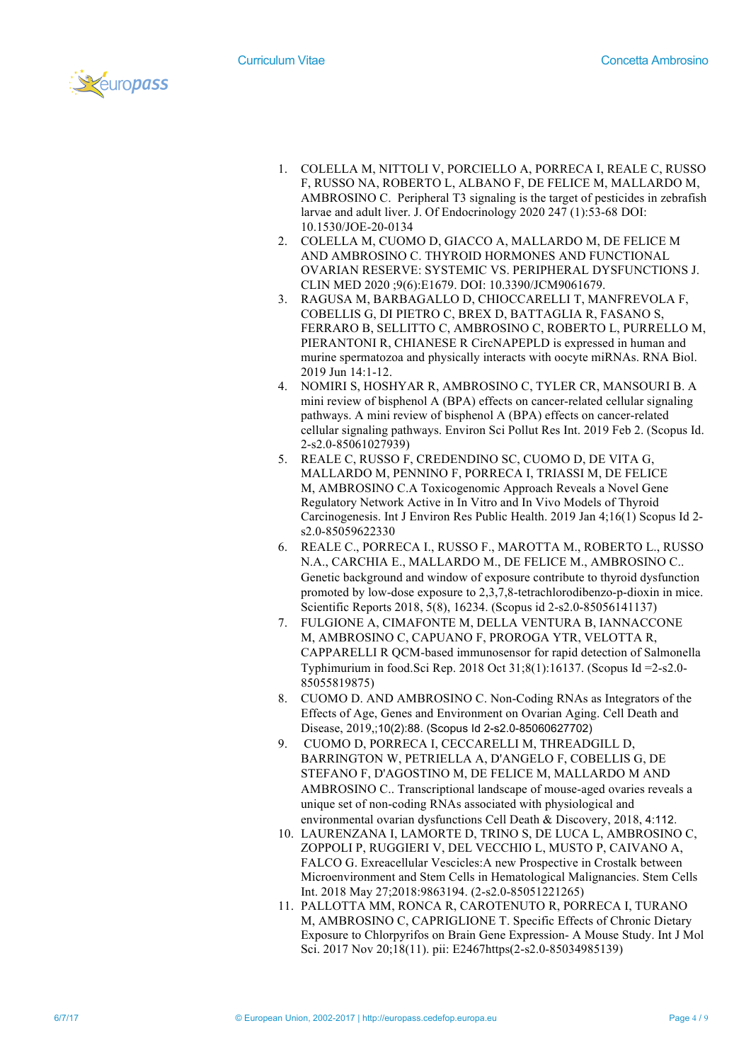1. COLELLA M, NITTOLI V, PORCIELLO A, PORRECA I, REALE C, RUSSO F, RUSSO NA, ROBERTO L, ALBANO F, DE FELICE M, MALLARDO M, AMBROSINO C. Peripheral T3 signaling is the target of pesticides in zebrafish larvae and adult liver. J. Of Endocrinology 2020 247 (1):53-68 DOI: 10.1530/JOE-20-0134
2. COLELLA M, CUOMO D, GIACCO A, MALLARDO M, DE FELICE M AND AMBROSINO C. THYROID HORMONES AND FUNCTIONAL OVARIAN RESERVE: SYSTEMIC VS. PERIPHERAL DYSFUNCTIONS J. CLIN MED 2020 ;9(6):E1679. DOI: 10.3390/JCM9061679.
3. RAGUSA M, BARBAGALLO D, CHIOCCARELLI T, MANFREVOLA F, COBELLIS G, DI PIETRO C, BREX D, BATTAGLIA R, FASANO S, FERRARO B, SELLITTO C, AMBROSINO C, ROBERTO L, PURRELLO M, PIERANTONI R, CHIANESE R CircNAPEPLD is expressed in human and murine spermatozoa and physically interacts with oocyte miRNAs. RNA Biol. 2019 Jun 14:1-12.
4. NOMIRI S, HOSHYAR R, AMBROSINO C, TYLER CR, MANSOURI B. A mini review of bisphenol A (BPA) effects on cancer-related cellular signaling pathways. A mini review of bisphenol A (BPA) effects on cancer-related cellular signaling pathways. Environ Sci Pollut Res Int. 2019 Feb 2. (Scopus Id. 2-s2.0-85061027939)
5. REALE C, RUSSO F, CREDENDINO SC, CUOMO D, DE VITA G, MALLARDO M, PENNINO F, PORRECA I, TRIASSI M, DE FELICE M, AMBROSINO C.A Toxicogenomic Approach Reveals a Novel Gene Regulatory Network Active in In Vitro and In Vivo Models of Thyroid Carcinogenesis. Int J Environ Res Public Health. 2019 Jan 4;16(1) Scopus Id 2-s2.0-85059622330
6. REALE C., PORRECA I., RUSSO F., MAROTTA M., ROBERTO L., RUSSO N.A., CARCHIA E., MALLARDO M., DE FELICE M., AMBROSINO C.. Genetic background and window of exposure contribute to thyroid dysfunction promoted by low-dose exposure to 2,3,7,8-tetrachlorodibenzo-p-dioxin in mice. Scientific Reports 2018, 5(8), 16234. (Scopus id 2-s2.0-85056141137)
7. FULGIONE A, CIMAFONTE M, DELLA VENTURA B, IANNACCONE M, AMBROSINO C, CAPUANO F, PROROGA YTR, VELOTTA R, CAPPARELLI R QCM-based immunosensor for rapid detection of Salmonella Typhimurium in food.Sci Rep. 2018 Oct 31;8(1):16137. (Scopus Id =2-s2.0-85055819875)
8. CUOMO D. AND AMBROSINO C. Non-Coding RNAs as Integrators of the Effects of Age, Genes and Environment on Ovarian Aging. Cell Death and Disease, 2019,;10(2):88. (Scopus Id 2-s2.0-85060627702)
9. CUOMO D, PORRECA I, CECCARELLI M, THREADGILL D, BARRINGTON W, PETRIELLA A, D'ANGELO F, COBELLIS G, DE STEFANO F, D'AGOSTINO M, DE FELICE M, MALLARDO M AND AMBROSINO C.. Transcriptional landscape of mouse-aged ovaries reveals a unique set of non-coding RNAs associated with physiological and environmental ovarian dysfunctions Cell Death & Discovery, 2018, 4:112.
10. LAURENZANA I, LAMORTE D, TRINO S, DE LUCA L, AMBROSINO C, ZOPPOLI P, RUGGIERI V, DEL VECCHIO L, MUSTO P, CAIVANO A, FALCO G. Exreacellular Vescicles:A new Prospective in Crostalk between Microenvironment and Stem Cells in Hematological Malignancies. Stem Cells Int. 2018 May 27;2018:9863194. (2-s2.0-85051221265)
11. PALLOTTA MM, RONCA R, CAROTENUTO R, PORRECA I, TURANO M, AMBROSINO C, CAPRIGLIONE T. Specific Effects of Chronic Dietary Exposure to Chlorpyrifos on Brain Gene Expression- A Mouse Study. Int J Mol Sci. 2017 Nov 20;18(11). pii: E2467https(2-s2.0-85034985139)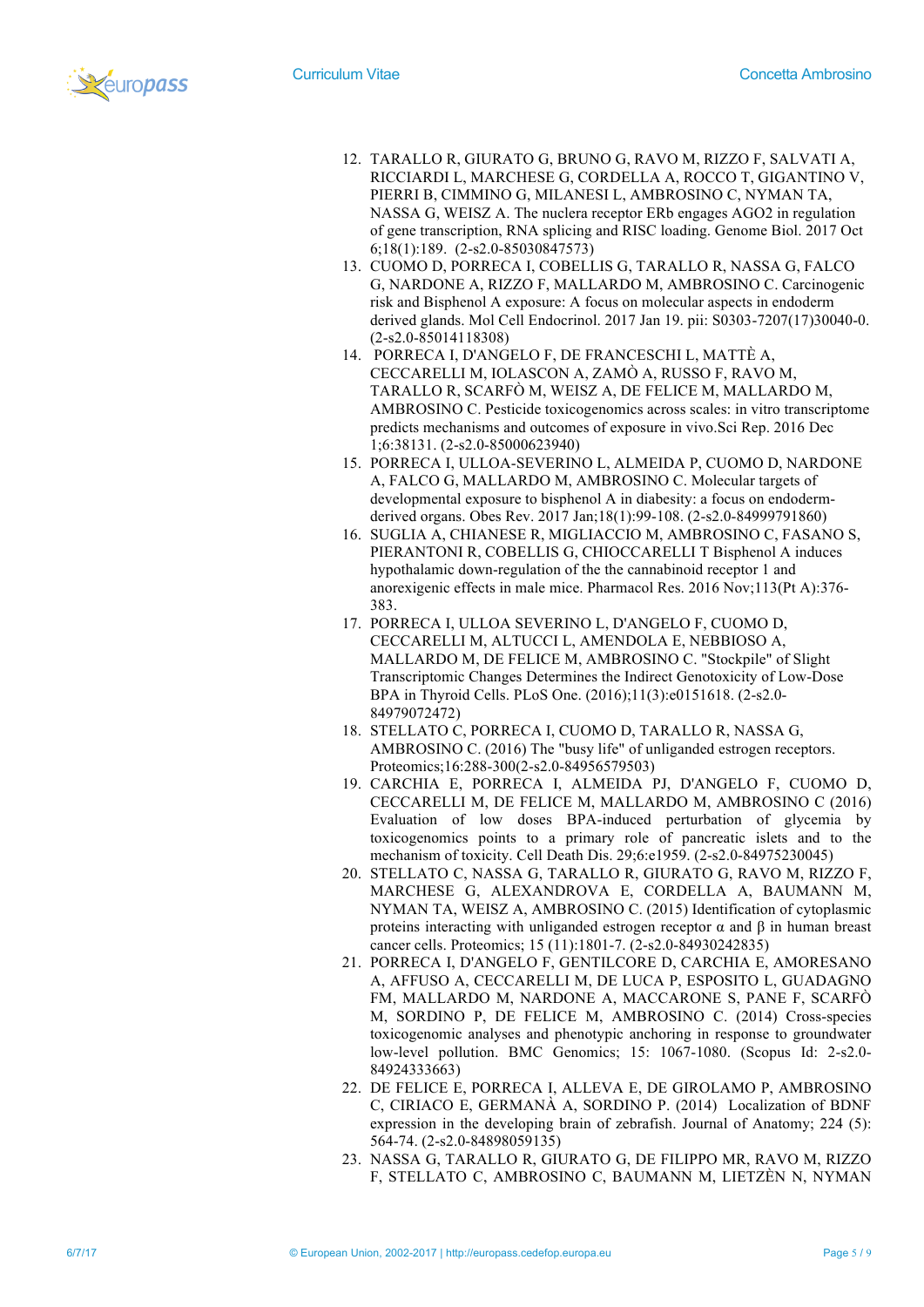12. TARALLO R, GIURATO G, BRUNO G, RAVO M, RIZZO F, SALVATI A, RICCIARDI L, MARCHESE G, CORDELLA A, ROCCO T, GIGANTINO V, PIERRI B, CIMMINO G, MILANESI L, AMBROSINO C, NYMAN TA, NASSA G, WEISZ A. The nuclera receptor ERb engages AGO2 in regulation of gene transcription, RNA splicing and RISC loading. Genome Biol. 2017 Oct 6;18(1):189. (2-s2.0-85030847573)
13. CUOMO D, PORRECA I, COBELLIS G, TARALLO R, NASSA G, FALCO G, NARDONE A, RIZZO F, MALLARDO M, AMBROSINO C. Carcinogenic risk and Bisphenol A exposure: A focus on molecular aspects in endoderm derived glands. Mol Cell Endocrinol. 2017 Jan 19. pii: S0303-7207(17)30040-0. (2-s2.0-85014118308)
14. PORRECA I, D'ANGELO F, DE FRANCESCHI L, MATTÈ A, CECCARELLI M, IOLASCON A, ZAMÒ A, RUSSO F, RAVO M, TARALLO R, SCARFÒ M, WEISZ A, DE FELICE M, MALLARDO M, AMBROSINO C. Pesticide toxicogenomics across scales: in vitro transcriptome predicts mechanisms and outcomes of exposure in vivo.Sci Rep. 2016 Dec 1;6:38131. (2-s2.0-85000623940)
15. PORRECA I, ULLOA-SEVERINO L, ALMEIDA P, CUOMO D, NARDONE A, FALCO G, MALLARDO M, AMBROSINO C. Molecular targets of developmental exposure to bisphenol A in diabesity: a focus on endoderm-derived organs. Obes Rev. 2017 Jan;18(1):99-108. (2-s2.0-84999791860)
16. SUGLIA A, CHIANESE R, MIGLIACCIO M, AMBROSINO C, FASANO S, PIERANTONI R, COBELLIS G, CHIOCCARELLI T Bisphenol A induces hypothalamic down-regulation of the the cannabinoid receptor 1 and anorexigenic effects in male mice. Pharmacol Res. 2016 Nov;113(Pt A):376-383.
17. PORRECA I, ULLOA SEVERINO L, D'ANGELO F, CUOMO D, CECCARELLI M, ALTUCCI L, AMENDOLA E, NEBBIOSO A, MALLARDO M, DE FELICE M, AMBROSINO C. "Stockpile" of Slight Transcriptomic Changes Determines the Indirect Genotoxicity of Low-Dose BPA in Thyroid Cells. PLoS One. (2016);11(3):e0151618. (2-s2.0-84979072472)
18. STELLATO C, PORRECA I, CUOMO D, TARALLO R, NASSA G, AMBROSINO C. (2016) The "busy life" of unliganded estrogen receptors. Proteomics;16:288-300(2-s2.0-84956579503)
19. CARCHIA E, PORRECA I, ALMEIDA PJ, D'ANGELO F, CUOMO D, CECCARELLI M, DE FELICE M, MALLARDO M, AMBROSINO C (2016) Evaluation of low doses BPA-induced perturbation of glycemia by toxicogenomics points to a primary role of pancreatic islets and to the mechanism of toxicity. Cell Death Dis. 29;6:e1959. (2-s2.0-84975230045)
20. STELLATO C, NASSA G, TARALLO R, GIURATO G, RAVO M, RIZZO F, MARCHESE G, ALEXANDROVA E, CORDELLA A, BAUMANN M, NYMAN TA, WEISZ A, AMBROSINO C. (2015) Identification of cytoplasmic proteins interacting with unliganded estrogen receptor α and β in human breast cancer cells. Proteomics; 15 (11):1801-7. (2-s2.0-84930242835)
21. PORRECA I, D'ANGELO F, GENTILCORE D, CARCHIA E, AMORESANO A, AFFUSO A, CECCARELLI M, DE LUCA P, ESPOSITO L, GUADAGNO FM, MALLARDO M, NARDONE A, MACCARONE S, PANE F, SCARFÒ M, SORDINO P, DE FELICE M, AMBROSINO C. (2014) Cross-species toxicogenomic analyses and phenotypic anchoring in response to groundwater low-level pollution. BMC Genomics; 15: 1067-1080. (Scopus Id: 2-s2.0-84924333663)
22. DE FELICE E, PORRECA I, ALLEVA E, DE GIROLAMO P, AMBROSINO C, CIRIACO E, GERMANÀ A, SORDINO P. (2014) Localization of BDNF expression in the developing brain of zebrafish. Journal of Anatomy; 224 (5): 564-74. (2-s2.0-84898059135)
23. NASSA G, TARALLO R, GIURATO G, DE FILIPPO MR, RAVO M, RIZZO F, STELLATO C, AMBROSINO C, BAUMANN M, LIETZÈN N, NYMAN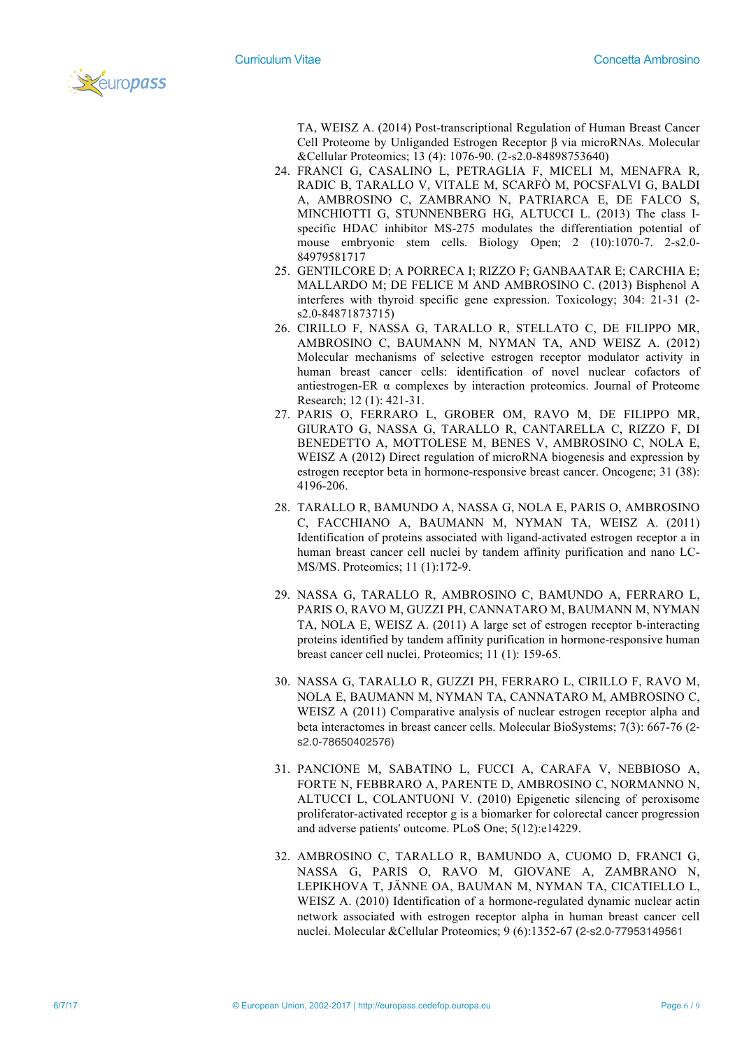TA, WEISZ A. (2014) Post-transcriptional Regulation of Human Breast Cancer Cell Proteome by Unliganded Estrogen Receptor β via microRNAs. Molecular &Cellular Proteomics; 13 (4): 1076-90. (2-s2.0-84898753640)

24. FRANCI G, CASALINO L, PETRAGLIA F, MICELI M, MENAFRA R, RADIC B, TARALLO V, VITALE M, SCARFÒ M, POCSFALVI G, BALDI A, AMBROSINO C, ZAMBRANO N, PATRIARCA E, DE FALCO S, MINCHIOTTI G, STUNNENBERG HG, ALTUCCI L. (2013) The class I-specific HDAC inhibitor MS-275 modulates the differentiation potential of mouse embryonic stem cells. Biology Open; 2 (10):1070-7. 2-s2.0-84979581717
25. GENTILCORE D; A PORRECA I; RIZZO F; GANBAATAR E; CARCHIA E; MALLARDO M; DE FELICE M AND AMBROSINO C. (2013) Bisphenol A interferes with thyroid specific gene expression. Toxicology; 304: 21-31 (2-s2.0-84871873715)
26. CIRILLO F, NASSA G, TARALLO R, STELLATO C, DE FILIPPO MR, AMBROSINO C, BAUMANN M, NYMAN TA, AND WEISZ A. (2012) Molecular mechanisms of selective estrogen receptor modulator activity in human breast cancer cells: identification of novel nuclear cofactors of antiestrogen-ER α complexes by interaction proteomics. Journal of Proteome Research; 12 (1): 421-31.
27. PARIS O, FERRARO L, GROBER OM, RAVO M, DE FILIPPO MR, GIURATO G, NASSA G, TARALLO R, CANTARELLA C, RIZZO F, DI BENEDETTO A, MOTTOLESE M, BENES V, AMBROSINO C, NOLA E, WEISZ A (2012) Direct regulation of microRNA biogenesis and expression by estrogen receptor beta in hormone-responsive breast cancer. Oncogene; 31 (38): 4196-206.
28. TARALLO R, BAMUNDO A, NASSA G, NOLA E, PARIS O, AMBROSINO C, FACCHIANO A, BAUMANN M, NYMAN TA, WEISZ A. (2011) Identification of proteins associated with ligand-activated estrogen receptor a in human breast cancer cell nuclei by tandem affinity purification and nano LC-MS/MS. Proteomics; 11 (1):172-9.
29. NASSA G, TARALLO R, AMBROSINO C, BAMUNDO A, FERRARO L, PARIS O, RAVO M, GUZZI PH, CANNATARO M, BAUMANN M, NYMAN TA, NOLA E, WEISZ A. (2011) A large set of estrogen receptor b-interacting proteins identified by tandem affinity purification in hormone-responsive human breast cancer cell nuclei. Proteomics; 11 (1): 159-65.
30. NASSA G, TARALLO R, GUZZI PH, FERRARO L, CIRILLO F, RAVO M, NOLA E, BAUMANN M, NYMAN TA, CANNATARO M, AMBROSINO C, WEISZ A (2011) Comparative analysis of nuclear estrogen receptor alpha and beta interactomes in breast cancer cells. Molecular BioSystems; 7(3): 667-76 (2-s2.0-78650402576)
31. PANCIONE M, SABATINO L, FUCCI A, CARAFA V, NEBBIOSO A, FORTE N, FEBBRARO A, PARENTE D, AMBROSINO C, NORMANNO N, ALTUCCI L, COLANTUONI V. (2010) Epigenetic silencing of peroxisome proliferator-activated receptor g is a biomarker for colorectal cancer progression and adverse patients' outcome. PLoS One; 5(12):e14229.
32. AMBROSINO C, TARALLO R, BAMUNDO A, CUOMO D, FRANCI G, NASSA G, PARIS O, RAVO M, GIOVANE A, ZAMBRANO N, LEPIKHOVA T, JÄNNE OA, BAUMAN M, NYMAN TA, CICATIELLO L, WEISZ A. (2010) Identification of a hormone-regulated dynamic nuclear actin network associated with estrogen receptor alpha in human breast cancer cell nuclei. Molecular &Cellular Proteomics; 9 (6):1352-67 (2-s2.0-77953149561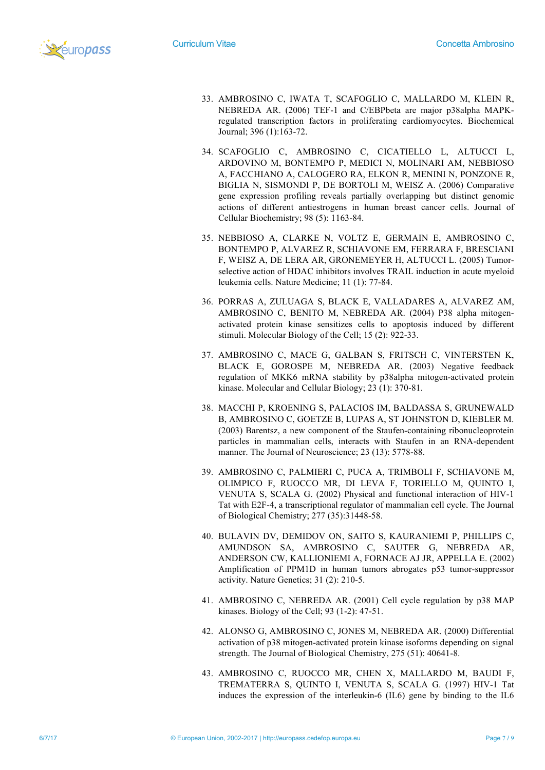33. AMBROSINO C, IWATA T, SCAFOGLIO C, MALLARDO M, KLEIN R, NEBREDA AR. (2006) TEF-1 and C/EBPbeta are major p38alpha MAPK-regulated transcription factors in proliferating cardiomyocytes. Biochemical Journal; 396 (1):163-72.

34. SCAFOGLIO C, AMBROSINO C, CICATIELLO L, ALTUCCI L, ARDOVINO M, BONTEMPO P, MEDICI N, MOLINARI AM, NEBBIOSO A, FACCHIANO A, CALOGERO RA, ELKON R, MENINI N, PONZONE R, BIGLIA N, SISMONDI P, DE BORTOLI M, WEISZ A. (2006) Comparative gene expression profiling reveals partially overlapping but distinct genomic actions of different antiestrogens in human breast cancer cells. Journal of Cellular Biochemistry; 98 (5): 1163-84.

35. NEBBIOSO A, CLARKE N, VOLTZ E, GERMAIN E, AMBROSINO C, BONTEMPO P, ALVAREZ R, SCHIAVONE EM, FERRARA F, BRESCIANI F, WEISZ A, DE LERA AR, GRONEMEYER H, ALTUCCI L. (2005) Tumor-selective action of HDAC inhibitors involves TRAIL induction in acute myeloid leukemia cells. Nature Medicine; 11 (1): 77-84.

36. PORRAS A, ZULUAGA S, BLACK E, VALLADARES A, ALVAREZ AM, AMBROSINO C, BENITO M, NEBREDA AR. (2004) P38 alpha mitogen-activated protein kinase sensitizes cells to apoptosis induced by different stimuli. Molecular Biology of the Cell; 15 (2): 922-33.

37. AMBROSINO C, MACE G, GALBAN S, FRITSCH C, VINTERSTEN K, BLACK E, GOROSPE M, NEBREDA AR. (2003) Negative feedback regulation of MKK6 mRNA stability by p38alpha mitogen-activated protein kinase. Molecular and Cellular Biology; 23 (1): 370-81.

38. MACCHI P, KROENING S, PALACIOS IM, BALDASSA S, GRUNEWALD B, AMBROSINO C, GOETZE B, LUPAS A, ST JOHNSTON D, KIEBLER M. (2003) Barentsz, a new component of the Staufen-containing ribonucleoprotein particles in mammalian cells, interacts with Staufen in an RNA-dependent manner. The Journal of Neuroscience; 23 (13): 5778-88.

39. AMBROSINO C, PALMIERI C, PUCA A, TRIMBOLI F, SCHIAVONE M, OLIMPICO F, RUOCCO MR, DI LEVA F, TORIELLO M, QUINTO I, VENUTA S, SCALA G. (2002) Physical and functional interaction of HIV-1 Tat with E2F-4, a transcriptional regulator of mammalian cell cycle. The Journal of Biological Chemistry; 277 (35):31448-58.

40. BULAVIN DV, DEMIDOV ON, SAITO S, KAURANIEMI P, PHILLIPS C, AMUNDSON SA, AMBROSINO C, SAUTER G, NEBREDA AR, ANDERSON CW, KALLIONIEMI A, FORNACE AJ JR, APPELLA E. (2002) Amplification of PPM1D in human tumors abrogates p53 tumor-suppressor activity. Nature Genetics; 31 (2): 210-5.

41. AMBROSINO C, NEBREDA AR. (2001) Cell cycle regulation by p38 MAP kinases. Biology of the Cell; 93 (1-2): 47-51.

42. ALONSO G, AMBROSINO C, JONES M, NEBREDA AR. (2000) Differential activation of p38 mitogen-activated protein kinase isoforms depending on signal strength. The Journal of Biological Chemistry, 275 (51): 40641-8.

43. AMBROSINO C, RUOCCO MR, CHEN X, MALLARDO M, BAUDI F, TREMATERRA S, QUINTO I, VENUTA S, SCALA G. (1997) HIV-1 Tat induces the expression of the interleukin-6 (IL6) gene by binding to the IL6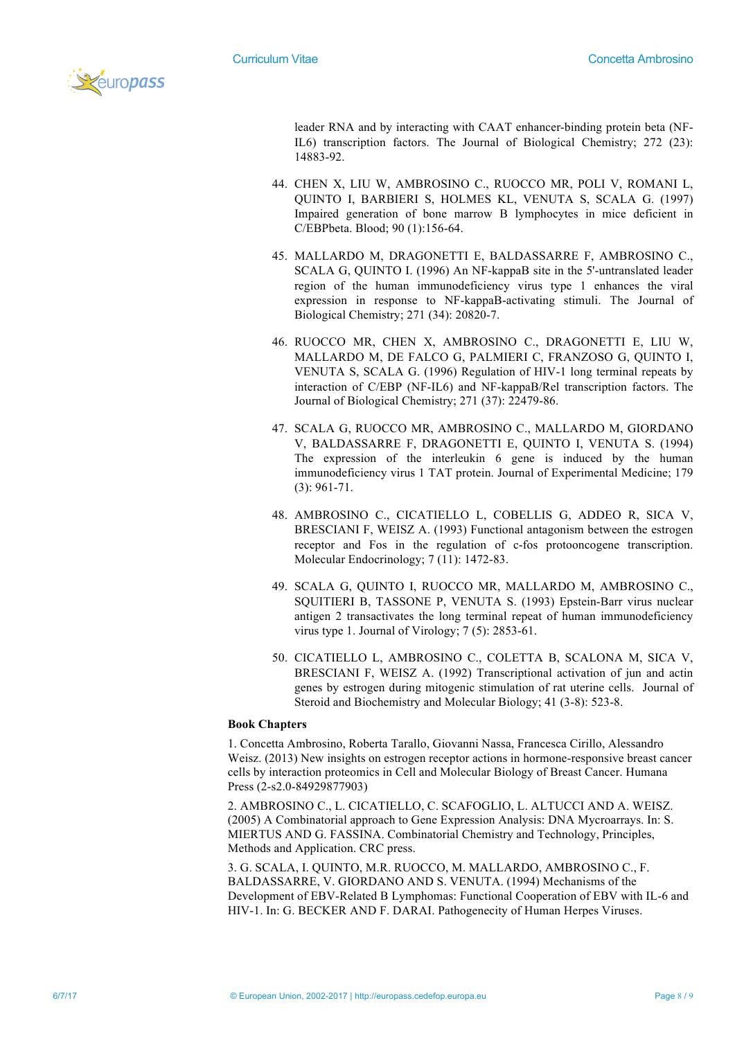leader RNA and by interacting with CAAT enhancer-binding protein beta (NF-IL6) transcription factors. The Journal of Biological Chemistry; 272 (23): 14883-92.

44. CHEN X, LIU W, AMBROSINO C., RUOCCO MR, POLI V, ROMANI L, QUINTO I, BARBIERI S, HOLMES KL, VENUTA S, SCALA G. (1997) Impaired generation of bone marrow B lymphocytes in mice deficient in C/EBPbeta. Blood; 90 (1):156-64.

45. MALLARDO M, DRAGONETTI E, BALDASSARRE F, AMBROSINO C., SCALA G, QUINTO I. (1996) An NF-kappaB site in the 5'-untranslated leader region of the human immunodeficiency virus type 1 enhances the viral expression in response to NF-kappaB-activating stimuli. The Journal of Biological Chemistry; 271 (34): 20820-7.

46. RUOCCO MR, CHEN X, AMBROSINO C., DRAGONETTI E, LIU W, MALLARDO M, DE FALCO G, PALMIERI C, FRANZOSO G, QUINTO I, VENUTA S, SCALA G. (1996) Regulation of HIV-1 long terminal repeats by interaction of C/EBP (NF-IL6) and NF-kappaB/Rel transcription factors. The Journal of Biological Chemistry; 271 (37): 22479-86.

47. SCALA G, RUOCCO MR, AMBROSINO C., MALLARDO M, GIORDANO V, BALDASSARRE F, DRAGONETTI E, QUINTO I, VENUTA S. (1994) The expression of the interleukin 6 gene is induced by the human immunodeficiency virus 1 TAT protein. Journal of Experimental Medicine; 179 (3): 961-71.

48. AMBROSINO C., CICATIELLO L, COBELLIS G, ADDEO R, SICA V, BRESCIANI F, WEISZ A. (1993) Functional antagonism between the estrogen receptor and Fos in the regulation of c-fos protooncogene transcription. Molecular Endocrinology; 7 (11): 1472-83.

49. SCALA G, QUINTO I, RUOCCO MR, MALLARDO M, AMBROSINO C., SQUITIERI B, TASSONE P, VENUTA S. (1993) Epstein-Barr virus nuclear antigen 2 transactivates the long terminal repeat of human immunodeficiency virus type 1. Journal of Virology; 7 (5): 2853-61.

50. CICATIELLO L, AMBROSINO C., COLETTA B, SCALONA M, SICA V, BRESCIANI F, WEISZ A. (1992) Transcriptional activation of jun and actin genes by estrogen during mitogenic stimulation of rat uterine cells. Journal of Steroid and Biochemistry and Molecular Biology; 41 (3-8): 523-8.

**Book Chapters**

1. Concetta Ambrosino, Roberta Tarallo, Giovanni Nassa, Francesca Cirillo, Alessandro Weisz. (2013) New insights on estrogen receptor actions in hormone-responsive breast cancer cells by interaction proteomics in Cell and Molecular Biology of Breast Cancer. Humana Press (2-s2.0-84929877903)

2. AMBROSINO C., L. CICATIELLO, C. SCAFOGLIO, L. ALTUCCI AND A. WEISZ. (2005) A Combinatorial approach to Gene Expression Analysis: DNA Mycroarrays. In: S. MIERTUS AND G. FASSINA. Combinatorial Chemistry and Technology, Principles, Methods and Application. CRC press.

3. G. SCALA, I. QUINTO, M.R. RUOCCO, M. MALLARDO, AMBROSINO C., F. BALDASSARRE, V. GIORDANO AND S. VENUTA. (1994) Mechanisms of the Development of EBV-Related B Lymphomas: Functional Cooperation of EBV with IL-6 and HIV-1. In: G. BECKER AND F. DARAI. Pathogenecity of Human Herpes Viruses.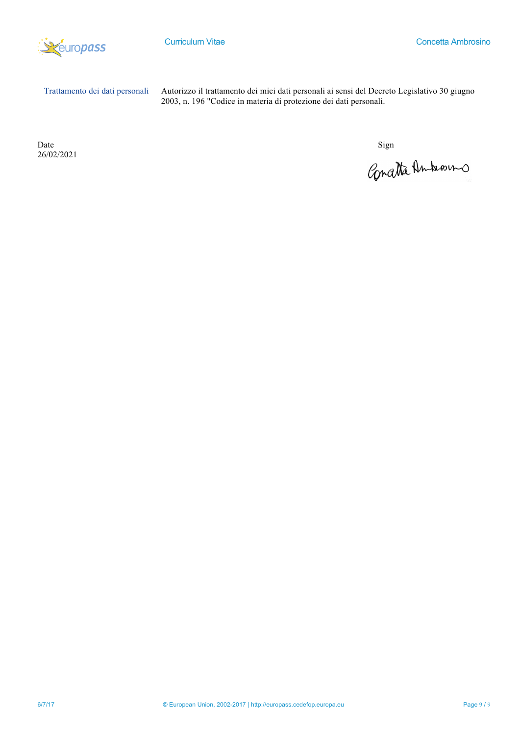Trattamento dei dati personali

Autorizzo il trattamento dei miei dati personali ai sensi del Decreto Legislativo 30 giugno 2003, n. 196 "Codice in materia di protezione dei dati personali.

Date
26/02/2021

Sign